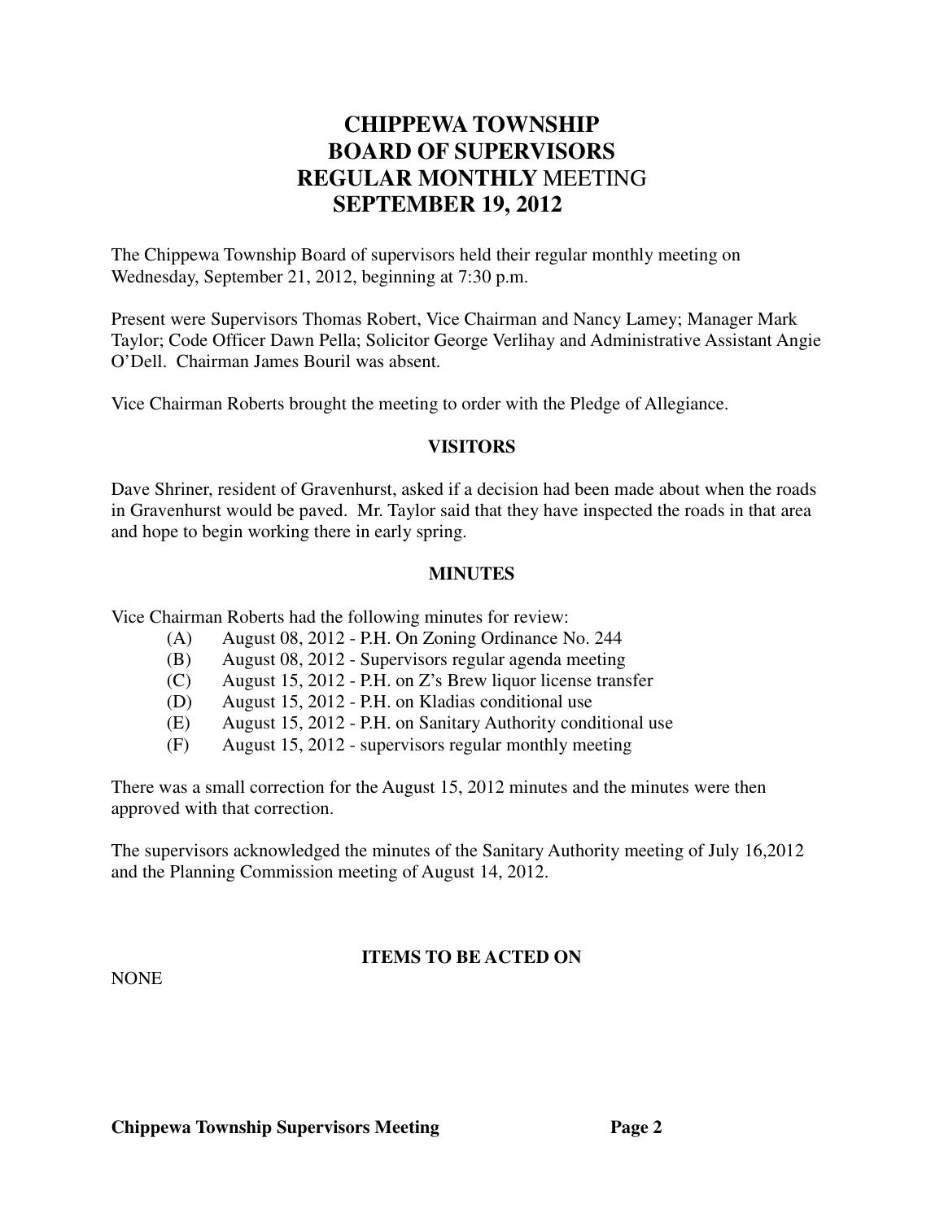# CHIPPEWA TOWNSHIP BOARD OF SUPERVISORS REGULAR MONTHLY MEETING SEPTEMBER 19, 2012

The Chippewa Township Board of supervisors held their regular monthly meeting on Wednesday, September 21, 2012, beginning at 7:30 p.m.

Present were Supervisors Thomas Robert, Vice Chairman and Nancy Lamey; Manager Mark Taylor; Code Officer Dawn Pella; Solicitor George Verlihay and Administrative Assistant Angie O'Dell. Chairman James Bouril was absent.

Vice Chairman Roberts brought the meeting to order with the Pledge of Allegiance.

## VISITORS

Dave Shriner, resident of Gravenhurst, asked if a decision had been made about when the roads in Gravenhurst would be paved. Mr. Taylor said that they have inspected the roads in that area and hope to begin working there in early spring.

## MINUTES

Vice Chairman Roberts had the following minutes for review:

(A) August 08, 2012 - P.H. On Zoning Ordinance No. 244
(B) August 08, 2012 - Supervisors regular agenda meeting
(C) August 15, 2012 - P.H. on Z's Brew liquor license transfer
(D) August 15, 2012 - P.H. on Kladias conditional use
(E) August 15, 2012 - P.H. on Sanitary Authority conditional use
(F) August 15, 2012 - supervisors regular monthly meeting

There was a small correction for the August 15, 2012 minutes and the minutes were then approved with that correction.

The supervisors acknowledged the minutes of the Sanitary Authority meeting of July 16,2012 and the Planning Commission meeting of August 14, 2012.

## ITEMS TO BE ACTED ON

NONE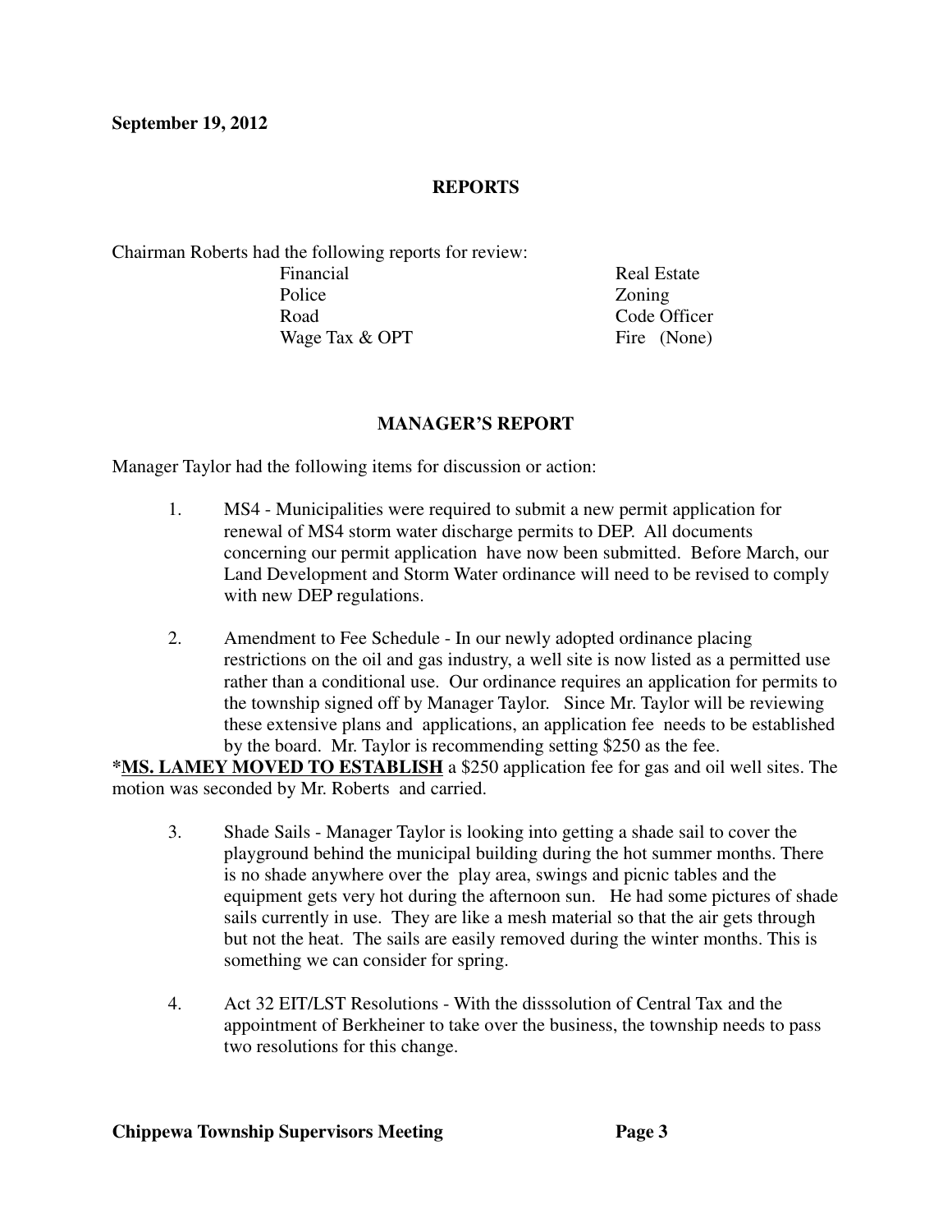**September 19, 2012**

## REPORTS

Chairman Roberts had the following reports for review:

| | |
|---|---|
| Financial | Real Estate |
| Police | Zoning |
| Road | Code Officer |
| Wage Tax & OPT | Fire (None) |

## MANAGER'S REPORT

Manager Taylor had the following items for discussion or action:

1. MS4 - Municipalities were required to submit a new permit application for renewal of MS4 storm water discharge permits to DEP. All documents concerning our permit application have now been submitted. Before March, our Land Development and Storm Water ordinance will need to be revised to comply with new DEP regulations.

2. Amendment to Fee Schedule - In our newly adopted ordinance placing restrictions on the oil and gas industry, a well site is now listed as a permitted use rather than a conditional use. Our ordinance requires an application for permits to the township signed off by Manager Taylor. Since Mr. Taylor will be reviewing these extensive plans and applications, an application fee needs to be established by the board. Mr. Taylor is recommending setting $250 as the fee.

***<u>MS. LAMEY MOVED TO ESTABLISH</u>** a $250 application fee for gas and oil well sites. The motion was seconded by Mr. Roberts and carried.

3. Shade Sails - Manager Taylor is looking into getting a shade sail to cover the playground behind the municipal building during the hot summer months. There is no shade anywhere over the play area, swings and picnic tables and the equipment gets very hot during the afternoon sun. He had some pictures of shade sails currently in use. They are like a mesh material so that the air gets through but not the heat. The sails are easily removed during the winter months. This is something we can consider for spring.

4. Act 32 EIT/LST Resolutions - With the disssolution of Central Tax and the appointment of Berkheiner to take over the business, the township needs to pass two resolutions for this change.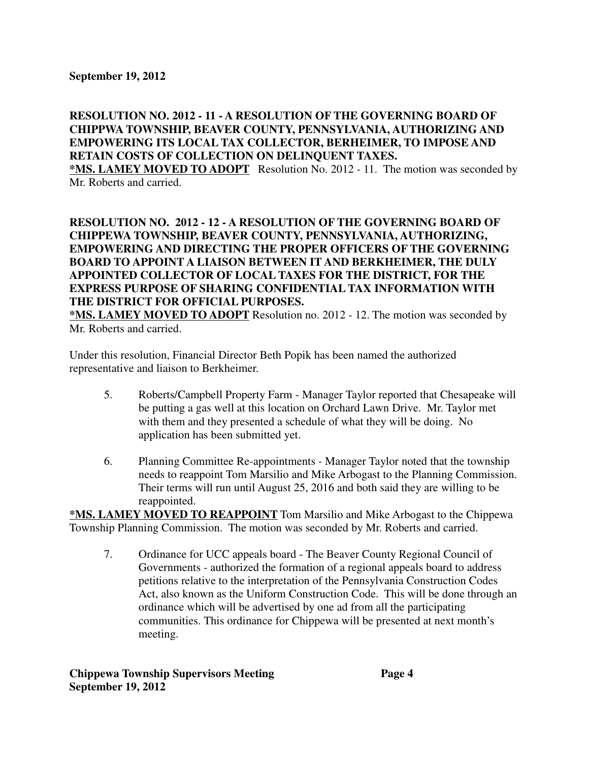**September 19, 2012**

**RESOLUTION NO. 2012 - 11 - A RESOLUTION OF THE GOVERNING BOARD OF CHIPPWA TOWNSHIP, BEAVER COUNTY, PENNSYLVANIA, AUTHORIZING AND EMPOWERING ITS LOCAL TAX COLLECTOR, BERHEIMER, TO IMPOSE AND RETAIN COSTS OF COLLECTION ON DELINQUENT TAXES.**

**<u>*MS. LAMEY MOVED TO ADOPT</u>** Resolution No. 2012 - 11. The motion was seconded by Mr. Roberts and carried.

**RESOLUTION NO. 2012 - 12 - A RESOLUTION OF THE GOVERNING BOARD OF CHIPPEWA TOWNSHIP, BEAVER COUNTY, PENNSYLVANIA, AUTHORIZING, EMPOWERING AND DIRECTING THE PROPER OFFICERS OF THE GOVERNING BOARD TO APPOINT A LIAISON BETWEEN IT AND BERKHEIMER, THE DULY APPOINTED COLLECTOR OF LOCAL TAXES FOR THE DISTRICT, FOR THE EXPRESS PURPOSE OF SHARING CONFIDENTIAL TAX INFORMATION WITH THE DISTRICT FOR OFFICIAL PURPOSES.**

**<u>*MS. LAMEY MOVED TO ADOPT</u>** Resolution no. 2012 - 12. The motion was seconded by Mr. Roberts and carried.

Under this resolution, Financial Director Beth Popik has been named the authorized representative and liaison to Berkheimer.

5. Roberts/Campbell Property Farm - Manager Taylor reported that Chesapeake will be putting a gas well at this location on Orchard Lawn Drive. Mr. Taylor met with them and they presented a schedule of what they will be doing. No application has been submitted yet.

6. Planning Committee Re-appointments - Manager Taylor noted that the township needs to reappoint Tom Marsilio and Mike Arbogast to the Planning Commission. Their terms will run until August 25, 2016 and both said they are willing to be reappointed.

**<u>*MS. LAMEY MOVED TO REAPPOINT</u>** Tom Marsilio and Mike Arbogast to the Chippewa Township Planning Commission. The motion was seconded by Mr. Roberts and carried.

7. Ordinance for UCC appeals board - The Beaver County Regional Council of Governments - authorized the formation of a regional appeals board to address petitions relative to the interpretation of the Pennsylvania Construction Codes Act, also known as the Uniform Construction Code. This will be done through an ordinance which will be advertised by one ad from all the participating communities. This ordinance for Chippewa will be presented at next month's meeting.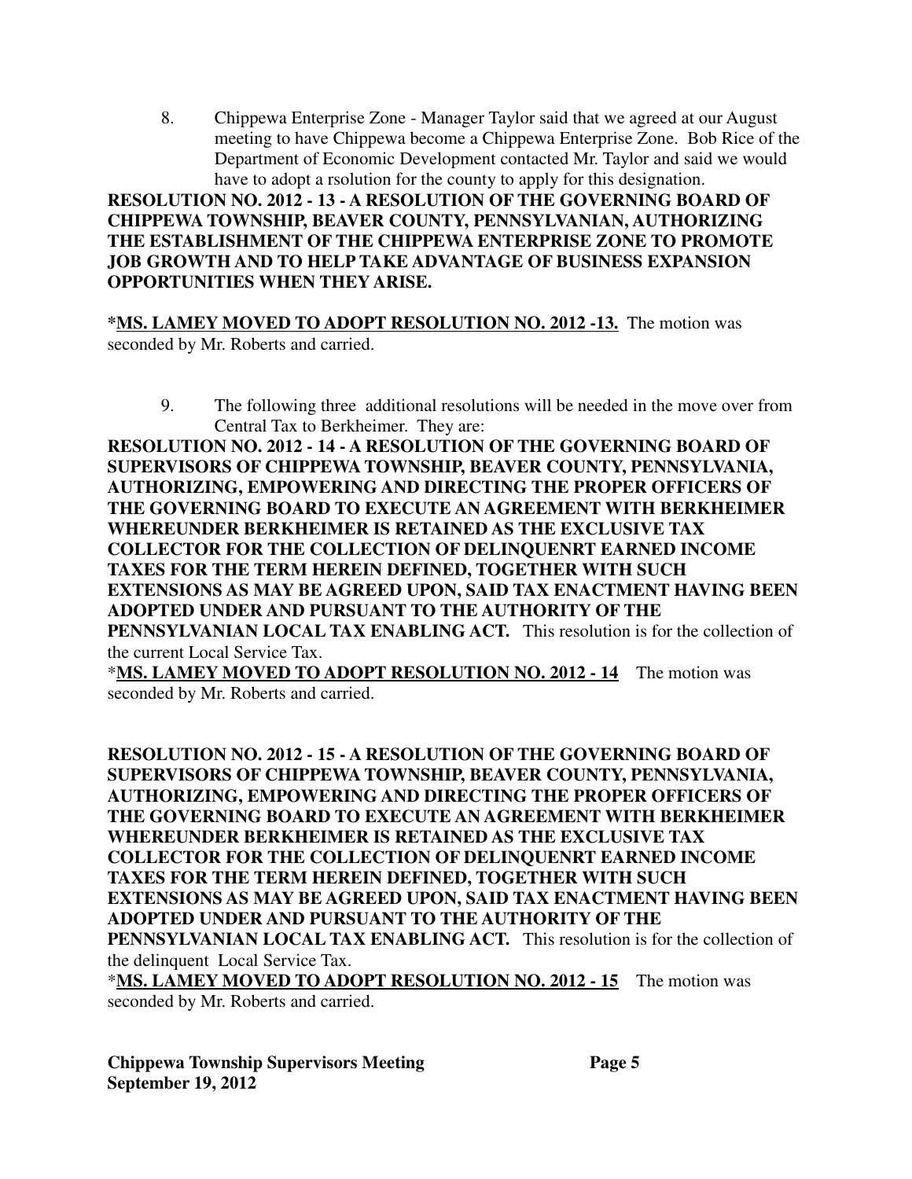8. Chippewa Enterprise Zone - Manager Taylor said that we agreed at our August meeting to have Chippewa become a Chippewa Enterprise Zone. Bob Rice of the Department of Economic Development contacted Mr. Taylor and said we would have to adopt a rsolution for the county to apply for this designation.

**RESOLUTION NO. 2012 - 13 - A RESOLUTION OF THE GOVERNING BOARD OF CHIPPEWA TOWNSHIP, BEAVER COUNTY, PENNSYLVANIAN, AUTHORIZING THE ESTABLISHMENT OF THE CHIPPEWA ENTERPRISE ZONE TO PROMOTE JOB GROWTH AND TO HELP TAKE ADVANTAGE OF BUSINESS EXPANSION OPPORTUNITIES WHEN THEY ARISE.**

***<u>MS. LAMEY MOVED TO ADOPT RESOLUTION NO. 2012 -13.</u>** The motion was seconded by Mr. Roberts and carried.

9. The following three additional resolutions will be needed in the move over from Central Tax to Berkheimer. They are:

**RESOLUTION NO. 2012 - 14 - A RESOLUTION OF THE GOVERNING BOARD OF SUPERVISORS OF CHIPPEWA TOWNSHIP, BEAVER COUNTY, PENNSYLVANIA, AUTHORIZING, EMPOWERING AND DIRECTING THE PROPER OFFICERS OF THE GOVERNING BOARD TO EXECUTE AN AGREEMENT WITH BERKHEIMER WHEREUNDER BERKHEIMER IS RETAINED AS THE EXCLUSIVE TAX COLLECTOR FOR THE COLLECTION OF DELINQUENRT EARNED INCOME TAXES FOR THE TERM HEREIN DEFINED, TOGETHER WITH SUCH EXTENSIONS AS MAY BE AGREED UPON, SAID TAX ENACTMENT HAVING BEEN ADOPTED UNDER AND PURSUANT TO THE AUTHORITY OF THE PENNSYLVANIAN LOCAL TAX ENABLING ACT.** This resolution is for the collection of the current Local Service Tax.

*__<u>MS. LAMEY MOVED TO ADOPT RESOLUTION NO. 2012 - 14</u>__ The motion was seconded by Mr. Roberts and carried.

**RESOLUTION NO. 2012 - 15 - A RESOLUTION OF THE GOVERNING BOARD OF SUPERVISORS OF CHIPPEWA TOWNSHIP, BEAVER COUNTY, PENNSYLVANIA, AUTHORIZING, EMPOWERING AND DIRECTING THE PROPER OFFICERS OF THE GOVERNING BOARD TO EXECUTE AN AGREEMENT WITH BERKHEIMER WHEREUNDER BERKHEIMER IS RETAINED AS THE EXCLUSIVE TAX COLLECTOR FOR THE COLLECTION OF DELINQUENRT EARNED INCOME TAXES FOR THE TERM HEREIN DEFINED, TOGETHER WITH SUCH EXTENSIONS AS MAY BE AGREED UPON, SAID TAX ENACTMENT HAVING BEEN ADOPTED UNDER AND PURSUANT TO THE AUTHORITY OF THE PENNSYLVANIAN LOCAL TAX ENABLING ACT.** This resolution is for the collection of the delinquent Local Service Tax.

*__<u>MS. LAMEY MOVED TO ADOPT RESOLUTION NO. 2012 - 15</u>__ The motion was seconded by Mr. Roberts and carried.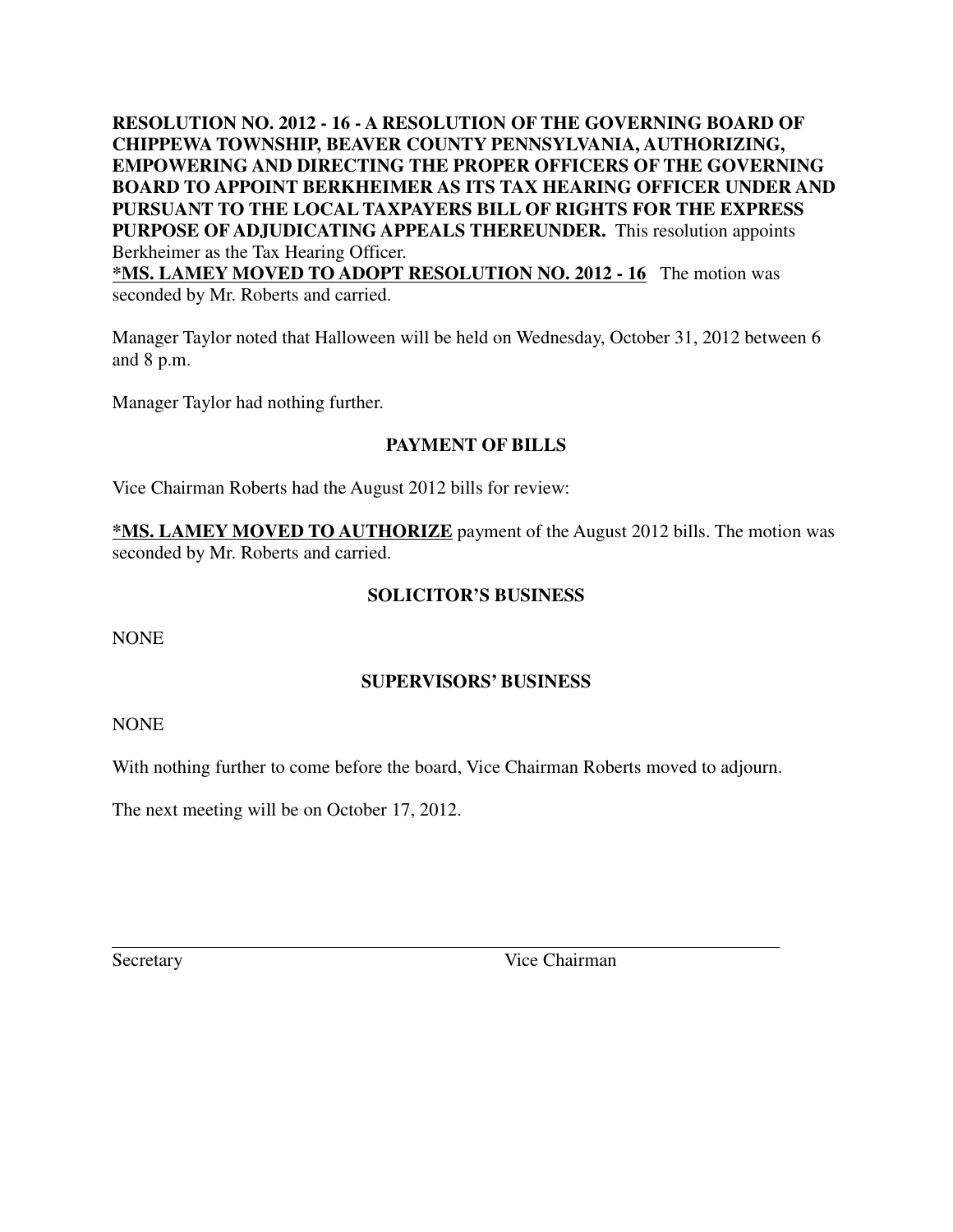**RESOLUTION NO. 2012 - 16 - A RESOLUTION OF THE GOVERNING BOARD OF CHIPPEWA TOWNSHIP, BEAVER COUNTY PENNSYLVANIA, AUTHORIZING, EMPOWERING AND DIRECTING THE PROPER OFFICERS OF THE GOVERNING BOARD TO APPOINT BERKHEIMER AS ITS TAX HEARING OFFICER UNDER AND PURSUANT TO THE LOCAL TAXPAYERS BILL OF RIGHTS FOR THE EXPRESS PURPOSE OF ADJUDICATING APPEALS THEREUNDER.** This resolution appoints Berkheimer as the Tax Hearing Officer.

***MS. LAMEY MOVED TO ADOPT RESOLUTION NO. 2012 - 16** The motion was seconded by Mr. Roberts and carried.

Manager Taylor noted that Halloween will be held on Wednesday, October 31, 2012 between 6 and 8 p.m.

Manager Taylor had nothing further.

## PAYMENT OF BILLS

Vice Chairman Roberts had the August 2012 bills for review:

***MS. LAMEY MOVED TO AUTHORIZE** payment of the August 2012 bills. The motion was seconded by Mr. Roberts and carried.

## SOLICITOR'S BUSINESS

NONE

## SUPERVISORS' BUSINESS

NONE

With nothing further to come before the board, Vice Chairman Roberts moved to adjourn.

The next meeting will be on October 17, 2012.

Secretary                                        Vice Chairman